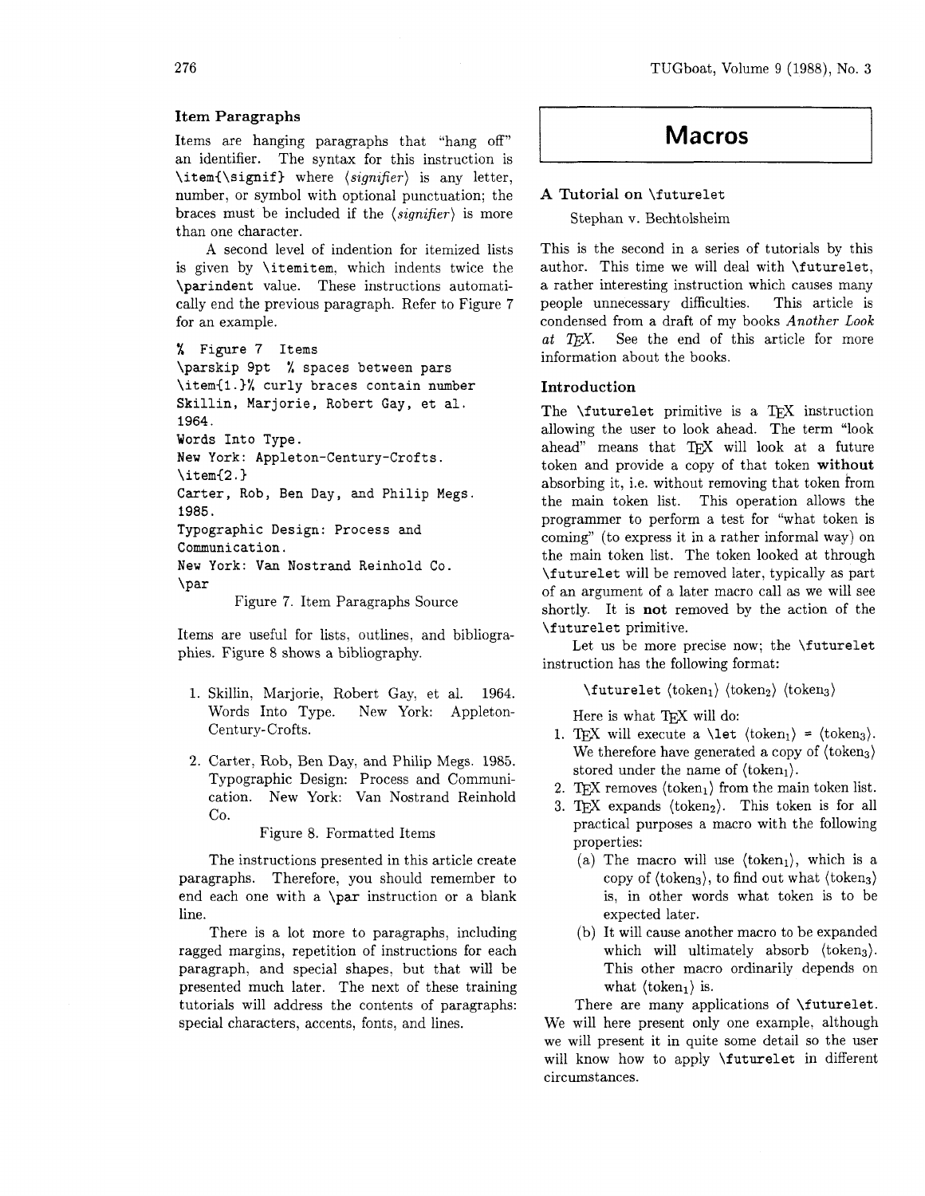### Item Paragraphs

Items are hanging paragraphs that "hang off" an identifier. The syntax for this instruction is `\item{\signif}` where ⟨*signifier*⟩ is any letter, number, or symbol with optional punctuation; the braces must be included if the ⟨*signifier*⟩ is more than one character.

A second level of indention for itemized lists is given by `\itemitem`, which indents twice the `\parindent` value. These instructions automatically end the previous paragraph. Refer to Figure 7 for an example.

```
% Figure 7  Items
\parskip 9pt  % spaces between pars
\item{1.}% curly braces contain number
Skillin, Marjorie, Robert Gay, et al.
1964.
Words Into Type.
New York: Appleton-Century-Crofts.
\item{2.}
Carter, Rob, Ben Day, and Philip Megs.
1985.
Typographic Design: Process and
Communication.
New York: Van Nostrand Reinhold Co.
\par
```

Figure 7. Item Paragraphs Source

Items are useful for lists, outlines, and bibliographies. Figure 8 shows a bibliography.

1. Skillin, Marjorie, Robert Gay, et al. 1964. Words Into Type. New York: Appleton-Century-Crofts.

2. Carter, Rob, Ben Day, and Philip Megs. 1985. Typographic Design: Process and Communication. New York: Van Nostrand Reinhold Co.

Figure 8. Formatted Items

The instructions presented in this article create paragraphs. Therefore, you should remember to end each one with a `\par` instruction or a blank line.

There is a lot more to paragraphs, including ragged margins, repetition of instructions for each paragraph, and special shapes, but that will be presented much later. The next of these training tutorials will address the contents of paragraphs: special characters, accents, fonts, and lines.

# Macros

## A Tutorial on `\futurelet`

Stephan v. Bechtolsheim

This is the second in a series of tutorials by this author. This time we will deal with `\futurelet`, a rather interesting instruction which causes many people unnecessary difficulties. This article is condensed from a draft of my books *Another Look at TEX*. See the end of this article for more information about the books.

### Introduction

The `\futurelet` primitive is a TEX instruction allowing the user to look ahead. The term "look ahead" means that TEX will look at a future token and provide a copy of that token **without** absorbing it, i.e. without removing that token from the main token list. This operation allows the programmer to perform a test for "what token is coming" (to express it in a rather informal way) on the main token list. The token looked at through `\futurelet` will be removed later, typically as part of an argument of a later macro call as we will see shortly. It is **not** removed by the action of the `\futurelet` primitive.

Let us be more precise now; the `\futurelet` instruction has the following format:

`\futurelet` ⟨$\text{token}_1$⟩ ⟨$\text{token}_2$⟩ ⟨$\text{token}_3$⟩

Here is what TEX will do:

1. TEX will execute a `\let` ⟨$\text{token}_1$⟩ = ⟨$\text{token}_3$⟩. We therefore have generated a copy of ⟨$\text{token}_3$⟩ stored under the name of ⟨$\text{token}_1$⟩.
2. TEX removes ⟨$\text{token}_1$⟩ from the main token list.
3. TEX expands ⟨$\text{token}_2$⟩. This token is for all practical purposes a macro with the following properties:
   (a) The macro will use ⟨$\text{token}_1$⟩, which is a copy of ⟨$\text{token}_3$⟩, to find out what ⟨$\text{token}_3$⟩ is, in other words what token is to be expected later.
   (b) It will cause another macro to be expanded which will ultimately absorb ⟨$\text{token}_3$⟩. This other macro ordinarily depends on what ⟨$\text{token}_1$⟩ is.

There are many applications of `\futurelet`. We will here present only one example, although we will present it in quite some detail so the user will know how to apply `\futurelet` in different circumstances.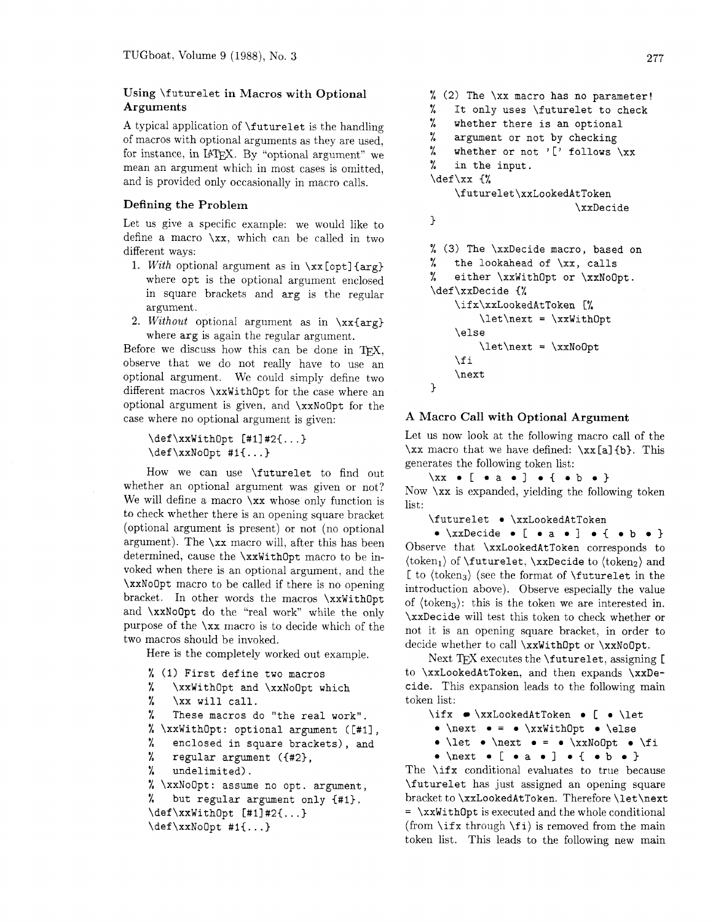## Using `\futurelet` in Macros with Optional Arguments

A typical application of `\futurelet` is the handling of macros with optional arguments as they are used, for instance, in LaTeX. By "optional argument" we mean an argument which in most cases is omitted, and is provided only occasionally in macro calls.

### Defining the Problem

Let us give a specific example: we would like to define a macro `\xx`, which can be called in two different ways:

1. *With* optional argument as in `\xx[opt]{arg}` where `opt` is the optional argument enclosed in square brackets and `arg` is the regular argument.
2. *Without* optional argument as in `\xx{arg}` where `arg` is again the regular argument.

Before we discuss how this can be done in TeX, observe that we do not really have to use an optional argument. We could simply define two different macros `\xxWithOpt` for the case where an optional argument is given, and `\xxNoOpt` for the case where no optional argument is given:

```
\def\xxWithOpt [#1]#2{...}
\def\xxNoOpt #1{...}
```

How we can use `\futurelet` to find out whether an optional argument was given or not? We will define a macro `\xx` whose only function is to check whether there is an opening square bracket (optional argument is present) or not (no optional argument). The `\xx` macro will, after this has been determined, cause the `\xxWithOpt` macro to be invoked when there is an optional argument, and the `\xxNoOpt` macro to be called if there is no opening bracket. In other words the macros `\xxWithOpt` and `\xxNoOpt` do the "real work" while the only purpose of the `\xx` macro is to decide which of the two macros should be invoked.

Here is the completely worked out example.

```
% (1) First define two macros
%   \xxWithOpt and \xxNoOpt which
%   \xx will call.
%   These macros do "the real work".
% \xxWithOpt: optional argument ([#1],
%   enclosed in square brackets), and
%   regular argument ({#2},
%   undelimited).
% \xxNoOpt: assume no opt. argument,
%   but regular argument only {#1}.
\def\xxWithOpt [#1]#2{...}
\def\xxNoOpt #1{...}

% (2) The \xx macro has no parameter!
%   It only uses \futurelet to check
%   whether there is an optional
%   argument or not by checking
%   whether or not '[' follows \xx
%   in the input.
\def\xx {%
    \futurelet\xxLookedAtToken
                        \xxDecide
}

% (3) The \xxDecide macro, based on
%   the lookahead of \xx, calls
%   either \xxWithOpt or \xxNoOpt.
\def\xxDecide {%
    \ifx\xxLookedAtToken [%
        \let\next = \xxWithOpt
    \else
        \let\next = \xxNoOpt
    \fi
    \next
}
```

### A Macro Call with Optional Argument

Let us now look at the following macro call of the `\xx` macro that we have defined: `\xx[a]{b}`. This generates the following token list:

```
\xx • [ • a • ] • { • b • }
```

Now `\xx` is expanded, yielding the following token list:

```
\futurelet • \xxLookedAtToken
  • \xxDecide • [ • a • ] • { • b • }
```

Observe that `\xxLookedAtToken` corresponds to ⟨token$_1$⟩ of `\futurelet`, `\xxDecide` to ⟨token$_2$⟩ and `[` to ⟨token$_3$⟩ (see the format of `\futurelet` in the introduction above). Observe especially the value of ⟨token$_3$⟩: this is the token we are interested in. `\xxDecide` will test this token to check whether or not it is an opening square bracket, in order to decide whether to call `\xxWithOpt` or `\xxNoOpt`.

Next TeX executes the `\futurelet`, assigning `[` to `\xxLookedAtToken`, and then expands `\xxDecide`. This expansion leads to the following main token list:

```
\ifx • \xxLookedAtToken • [ • \let
  • \next • = • \xxWithOpt • \else
  • \let • \next • = • \xxNoOpt • \fi
  • \next • [ • a • ] • { • b • }
```

The `\ifx` conditional evaluates to true because `\futurelet` has just assigned an opening square bracket to `\xxLookedAtToken`. Therefore `\let\next = \xxWithOpt` is executed and the whole conditional (from `\ifx` through `\fi`) is removed from the main token list. This leads to the following new main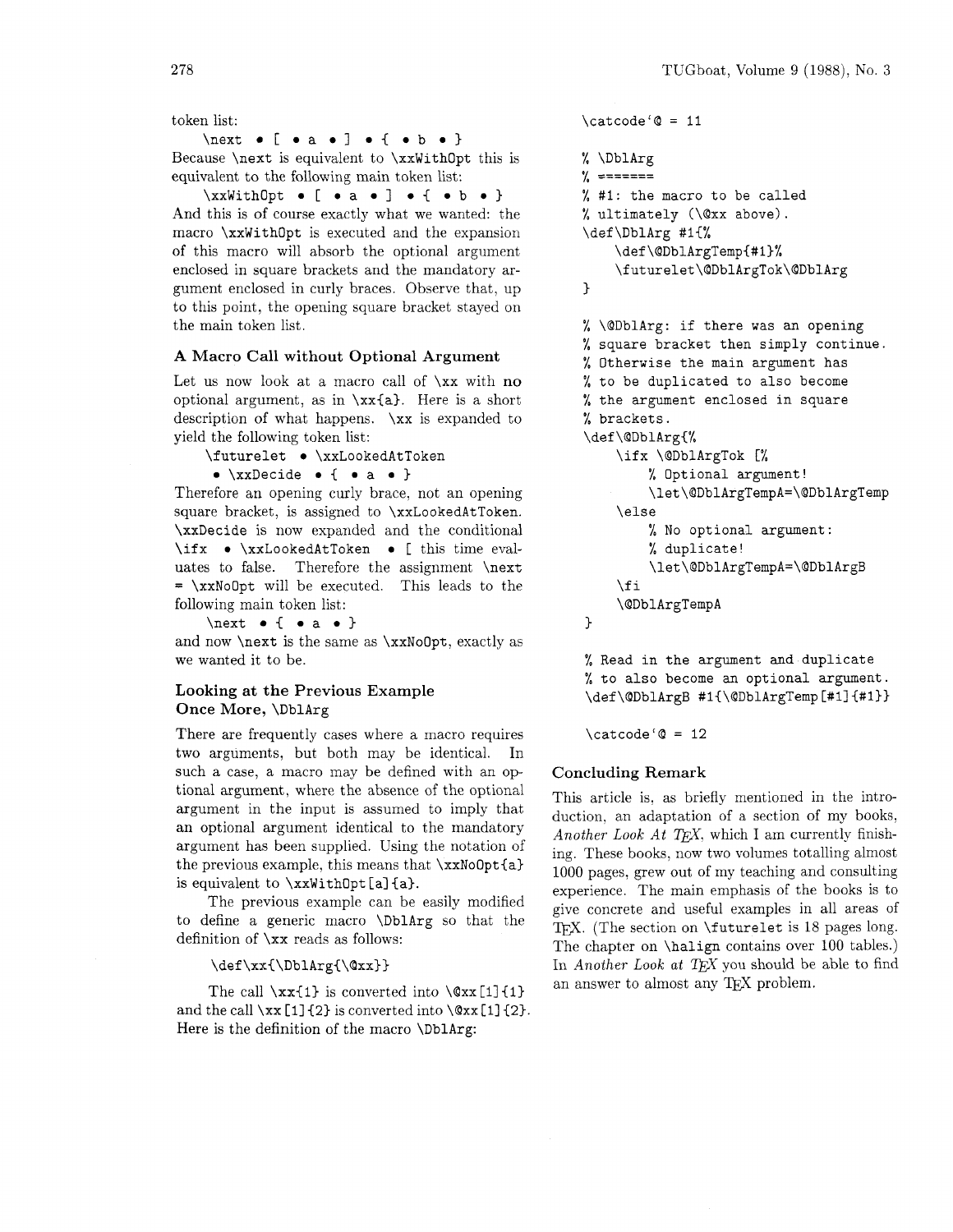token list:

```
\next • [ • a • ] • { • b • }
```

Because `\next` is equivalent to `\xxWithOpt` this is equivalent to the following main token list:

```
\xxWithOpt • [ • a • ] • { • b • }
```

And this is of course exactly what we wanted: the macro `\xxWithOpt` is executed and the expansion of this macro will absorb the optional argument enclosed in square brackets and the mandatory argument enclosed in curly braces. Observe that, up to this point, the opening square bracket stayed on the main token list.

## A Macro Call without Optional Argument

Let us now look at a macro call of `\xx` with **no** optional argument, as in `\xx{a}`. Here is a short description of what happens. `\xx` is expanded to yield the following token list:

```
\futurelet • \xxLookedAtToken
  • \xxDecide • { • a • }
```

Therefore an opening curly brace, not an opening square bracket, is assigned to `\xxLookedAtToken`. `\xxDecide` is now expanded and the conditional `\ifx • \xxLookedAtToken • [` this time evaluates to false. Therefore the assignment `\next = \xxNoOpt` will be executed. This leads to the following main token list:

```
\next • { • a • }
```

and now `\next` is the same as `\xxNoOpt`, exactly as we wanted it to be.

## Looking at the Previous Example Once More, `\DblArg`

There are frequently cases where a macro requires two arguments, but both may be identical. In such a case, a macro may be defined with an optional argument, where the absence of the optional argument in the input is assumed to imply that an optional argument identical to the mandatory argument has been supplied. Using the notation of the previous example, this means that `\xxNoOpt{a}` is equivalent to `\xxWithOpt[a]{a}`.

The previous example can be easily modified to define a generic macro `\DblArg` so that the definition of `\xx` reads as follows:

```
\def\xx{\DblArg{\@xx}}
```

The call `\xx{1}` is converted into `\@xx[1]{1}` and the call `\xx[1]{2}` is converted into `\@xx[1]{2}`. Here is the definition of the macro `\DblArg`:

```
\catcode`@ = 11

% \DblArg
% =======
% #1: the macro to be called
% ultimately (\@xx above).
\def\DblArg #1{%
    \def\@DblArgTemp{#1}%
    \futurelet\@DblArgTok\@DblArg
}

% \@DblArg: if there was an opening
% square bracket then simply continue.
% Otherwise the main argument has
% to be duplicated to also become
% the argument enclosed in square
% brackets.
\def\@DblArg{%
    \ifx \@DblArgTok [%
        % Optional argument!
        \let\@DblArgTempA=\@DblArgTemp
    \else
        % No optional argument:
        % duplicate!
        \let\@DblArgTempA=\@DblArgB
    \fi
    \@DblArgTempA
}

% Read in the argument and duplicate
% to also become an optional argument.
\def\@DblArgB #1{\@DblArgTemp[#1]{#1}}

\catcode`@ = 12
```

## Concluding Remark

This article is, as briefly mentioned in the introduction, an adaptation of a section of my books, *Another Look At TeX*, which I am currently finishing. These books, now two volumes totalling almost 1000 pages, grew out of my teaching and consulting experience. The main emphasis of the books is to give concrete and useful examples in all areas of TeX. (The section on `\futurelet` is 18 pages long. The chapter on `\halign` contains over 100 tables.) In *Another Look at TeX* you should be able to find an answer to almost any TeX problem.